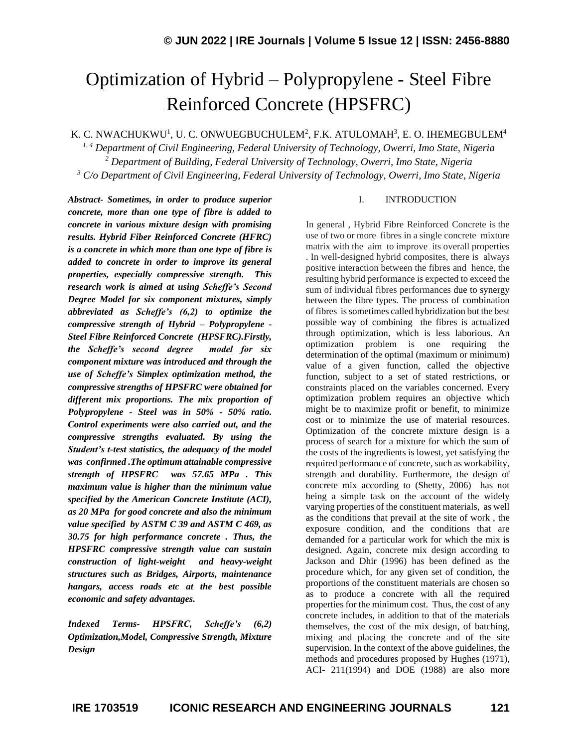# Optimization of Hybrid – Polypropylene - Steel Fibre Reinforced Concrete (HPSFRC)

K. C. NWACHUKWU[1], U. C. ONWUEGBUCHULEM[2], F.K. ATULOMAH[3], E. O. IHEMEGBULEM[4]

[1, 4] *Department of Civil Engineering, Federal University of Technology, Owerri, Imo State, Nigeria*

[2] *Department of Building, Federal University of Technology, Owerri, Imo State, Nigeria*

[3] *C/o Department of Civil Engineering, Federal University of Technology, Owerri, Imo State, Nigeria*

***Abstract-** Sometimes, in order to produce superior concrete, more than one type of fibre is added to concrete in various mixture design with promising results. Hybrid Fiber Reinforced Concrete (HFRC) is a concrete in which more than one type of fibre is added to concrete in order to improve its general properties, especially compressive strength. This research work is aimed at using Scheffe's Second Degree Model for six component mixtures, simply abbreviated as Scheffe's (6,2) to optimize the compressive strength of Hybrid – Polypropylene - Steel Fibre Reinforced Concrete (HPSFRC).Firstly, the Scheffe's second degree model for six component mixture was introduced and through the use of Scheffe's Simplex optimization method, the compressive strengths of HPSFRC were obtained for different mix proportions. The mix proportion of Polypropylene - Steel was in 50% - 50% ratio. Control experiments were also carried out, and the compressive strengths evaluated. By using the Student's t-test statistics, the adequacy of the model was confirmed .The optimum attainable compressive strength of HPSFRC was 57.65 MPa . This maximum value is higher than the minimum value specified by the American Concrete Institute (ACI), as 20 MPa for good concrete and also the minimum value specified by ASTM C 39 and ASTM C 469, as 30.75 for high performance concrete . Thus, the HPSFRC compressive strength value can sustain construction of light-weight and heavy-weight structures such as Bridges, Airports, maintenance hangars, access roads etc at the best possible economic and safety advantages.*

***Indexed Terms-** HPSFRC, Scheffe's (6,2) Optimization,Model, Compressive Strength, Mixture Design*

## I. INTRODUCTION

In general , Hybrid Fibre Reinforced Concrete is the use of two or more fibres in a single concrete mixture matrix with the aim to improve its overall properties . In well-designed hybrid composites, there is always positive interaction between the fibres and hence, the resulting hybrid performance is expected to exceed the sum of individual fibres performances due to synergy between the fibre types. The process of combination of fibres is sometimes called hybridization but the best possible way of combining the fibres is actualized through optimization, which is less laborious. An optimization problem is one requiring the determination of the optimal (maximum or minimum) value of a given function, called the objective function, subject to a set of stated restrictions, or constraints placed on the variables concerned. Every optimization problem requires an objective which might be to maximize profit or benefit, to minimize cost or to minimize the use of material resources. Optimization of the concrete mixture design is a process of search for a mixture for which the sum of the costs of the ingredients is lowest, yet satisfying the required performance of concrete, such as workability, strength and durability. Furthermore, the design of concrete mix according to (Shetty, 2006) has not being a simple task on the account of the widely varying properties of the constituent materials, as well as the conditions that prevail at the site of work , the exposure condition, and the conditions that are demanded for a particular work for which the mix is designed. Again, concrete mix design according to Jackson and Dhir (1996) has been defined as the procedure which, for any given set of condition, the proportions of the constituent materials are chosen so as to produce a concrete with all the required properties for the minimum cost. Thus, the cost of any concrete includes, in addition to that of the materials themselves, the cost of the mix design, of batching, mixing and placing the concrete and of the site supervision. In the context of the above guidelines, the methods and procedures proposed by Hughes (1971), ACI- 211(1994) and DOE (1988) are also more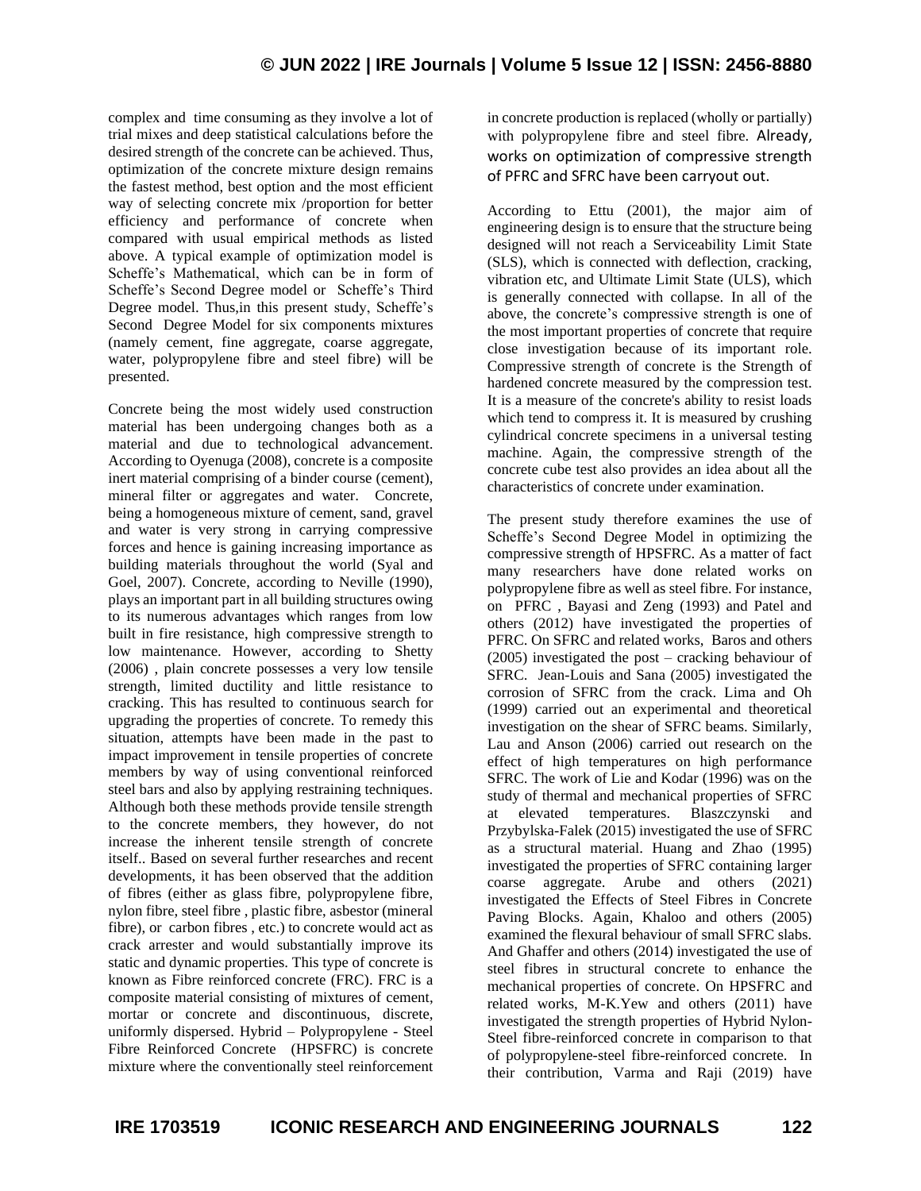complex and time consuming as they involve a lot of trial mixes and deep statistical calculations before the desired strength of the concrete can be achieved. Thus, optimization of the concrete mixture design remains the fastest method, best option and the most efficient way of selecting concrete mix /proportion for better efficiency and performance of concrete when compared with usual empirical methods as listed above. A typical example of optimization model is Scheffe's Mathematical, which can be in form of Scheffe's Second Degree model or Scheffe's Third Degree model. Thus,in this present study, Scheffe's Second Degree Model for six components mixtures (namely cement, fine aggregate, coarse aggregate, water, polypropylene fibre and steel fibre) will be presented.

Concrete being the most widely used construction material has been undergoing changes both as a material and due to technological advancement. According to Oyenuga (2008), concrete is a composite inert material comprising of a binder course (cement), mineral filter or aggregates and water. Concrete, being a homogeneous mixture of cement, sand, gravel and water is very strong in carrying compressive forces and hence is gaining increasing importance as building materials throughout the world (Syal and Goel, 2007). Concrete, according to Neville (1990), plays an important part in all building structures owing to its numerous advantages which ranges from low built in fire resistance, high compressive strength to low maintenance. However, according to Shetty (2006) , plain concrete possesses a very low tensile strength, limited ductility and little resistance to cracking. This has resulted to continuous search for upgrading the properties of concrete. To remedy this situation, attempts have been made in the past to impact improvement in tensile properties of concrete members by way of using conventional reinforced steel bars and also by applying restraining techniques. Although both these methods provide tensile strength to the concrete members, they however, do not increase the inherent tensile strength of concrete itself.. Based on several further researches and recent developments, it has been observed that the addition of fibres (either as glass fibre, polypropylene fibre, nylon fibre, steel fibre , plastic fibre, asbestor (mineral fibre), or carbon fibres , etc.) to concrete would act as crack arrester and would substantially improve its static and dynamic properties. This type of concrete is known as Fibre reinforced concrete (FRC). FRC is a composite material consisting of mixtures of cement, mortar or concrete and discontinuous, discrete, uniformly dispersed. Hybrid – Polypropylene - Steel Fibre Reinforced Concrete (HPSFRC) is concrete mixture where the conventionally steel reinforcement in concrete production is replaced (wholly or partially) with polypropylene fibre and steel fibre. Already, works on optimization of compressive strength of PFRC and SFRC have been carryout out.

According to Ettu (2001), the major aim of engineering design is to ensure that the structure being designed will not reach a Serviceability Limit State (SLS), which is connected with deflection, cracking, vibration etc, and Ultimate Limit State (ULS), which is generally connected with collapse. In all of the above, the concrete's compressive strength is one of the most important properties of concrete that require close investigation because of its important role. Compressive strength of concrete is the Strength of hardened concrete measured by the compression test. It is a measure of the concrete's ability to resist loads which tend to compress it. It is measured by crushing cylindrical concrete specimens in a universal testing machine. Again, the compressive strength of the concrete cube test also provides an idea about all the characteristics of concrete under examination.

The present study therefore examines the use of Scheffe's Second Degree Model in optimizing the compressive strength of HPSFRC. As a matter of fact many researchers have done related works on polypropylene fibre as well as steel fibre. For instance, on PFRC , Bayasi and Zeng (1993) and Patel and others (2012) have investigated the properties of PFRC. On SFRC and related works, Baros and others (2005) investigated the post – cracking behaviour of SFRC. Jean-Louis and Sana (2005) investigated the corrosion of SFRC from the crack. Lima and Oh (1999) carried out an experimental and theoretical investigation on the shear of SFRC beams. Similarly, Lau and Anson (2006) carried out research on the effect of high temperatures on high performance SFRC. The work of Lie and Kodar (1996) was on the study of thermal and mechanical properties of SFRC at elevated temperatures. Blaszczynski and Przybylska-Falek (2015) investigated the use of SFRC as a structural material. Huang and Zhao (1995) investigated the properties of SFRC containing larger coarse aggregate. Arube and others (2021) investigated the Effects of Steel Fibres in Concrete Paving Blocks. Again, Khaloo and others (2005) examined the flexural behaviour of small SFRC slabs. And Ghaffer and others (2014) investigated the use of steel fibres in structural concrete to enhance the mechanical properties of concrete. On HPSFRC and related works, M-K.Yew and others (2011) have investigated the strength properties of Hybrid Nylon-Steel fibre-reinforced concrete in comparison to that of polypropylene-steel fibre-reinforced concrete. In their contribution, Varma and Raji (2019) have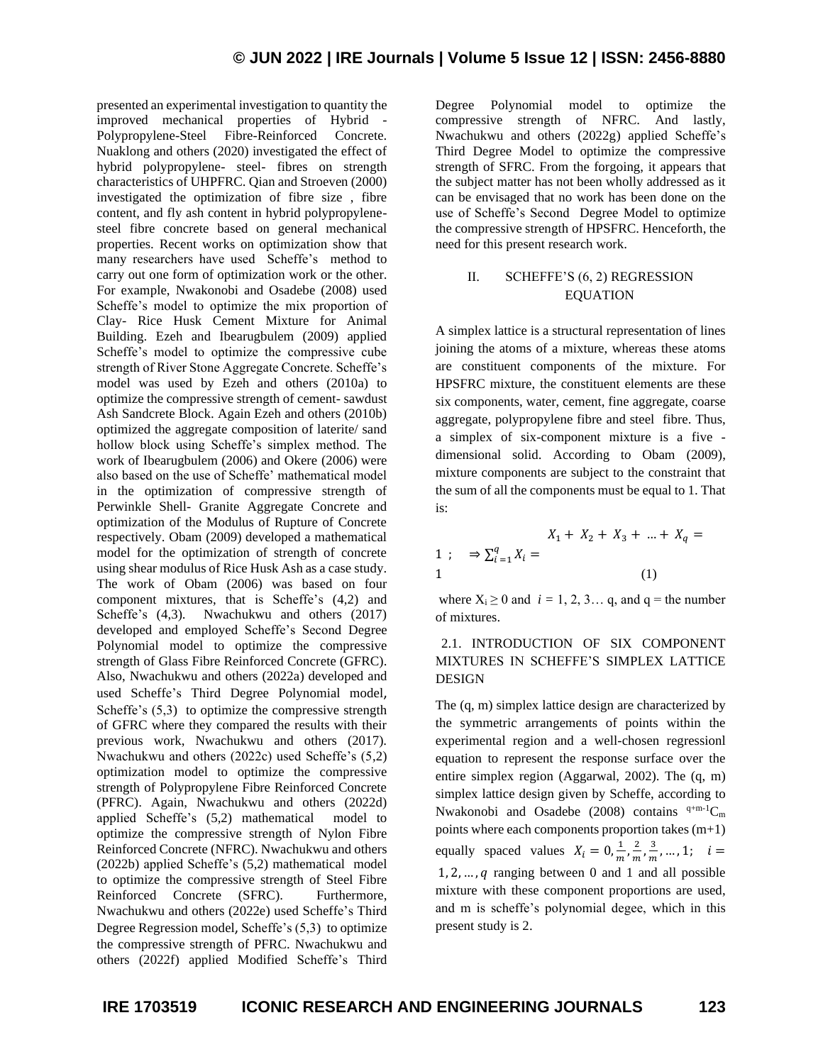presented an experimental investigation to quantity the improved mechanical properties of Hybrid - Polypropylene-Steel Fibre-Reinforced Concrete. Nuaklong and others (2020) investigated the effect of hybrid polypropylene- steel- fibres on strength characteristics of UHPFRC. Qian and Stroeven (2000) investigated the optimization of fibre size , fibre content, and fly ash content in hybrid polypropylene-steel fibre concrete based on general mechanical properties. Recent works on optimization show that many researchers have used Scheffe's method to carry out one form of optimization work or the other. For example, Nwakonobi and Osadebe (2008) used Scheffe's model to optimize the mix proportion of Clay- Rice Husk Cement Mixture for Animal Building. Ezeh and Ibearugbulem (2009) applied Scheffe's model to optimize the compressive cube strength of River Stone Aggregate Concrete. Scheffe's model was used by Ezeh and others (2010a) to optimize the compressive strength of cement- sawdust Ash Sandcrete Block. Again Ezeh and others (2010b) optimized the aggregate composition of laterite/ sand hollow block using Scheffe's simplex method. The work of Ibearugbulem (2006) and Okere (2006) were also based on the use of Scheffe' mathematical model in the optimization of compressive strength of Perwinkle Shell- Granite Aggregate Concrete and optimization of the Modulus of Rupture of Concrete respectively. Obam (2009) developed a mathematical model for the optimization of strength of concrete using shear modulus of Rice Husk Ash as a case study. The work of Obam (2006) was based on four component mixtures, that is Scheffe's (4,2) and Scheffe's (4,3). Nwachukwu and others (2017) developed and employed Scheffe's Second Degree Polynomial model to optimize the compressive strength of Glass Fibre Reinforced Concrete (GFRC). Also, Nwachukwu and others (2022a) developed and used Scheffe's Third Degree Polynomial model, Scheffe's (5,3) to optimize the compressive strength of GFRC where they compared the results with their previous work, Nwachukwu and others (2017). Nwachukwu and others (2022c) used Scheffe's (5,2) optimization model to optimize the compressive strength of Polypropylene Fibre Reinforced Concrete (PFRC). Again, Nwachukwu and others (2022d) applied Scheffe's (5,2) mathematical model to optimize the compressive strength of Nylon Fibre Reinforced Concrete (NFRC). Nwachukwu and others (2022b) applied Scheffe's (5,2) mathematical model to optimize the compressive strength of Steel Fibre Reinforced Concrete (SFRC). Furthermore, Nwachukwu and others (2022e) used Scheffe's Third Degree Regression model, Scheffe's (5,3) to optimize the compressive strength of PFRC. Nwachukwu and others (2022f) applied Modified Scheffe's Third Degree Polynomial model to optimize the compressive strength of NFRC. And lastly, Nwachukwu and others (2022g) applied Scheffe's Third Degree Model to optimize the compressive strength of SFRC. From the forgoing, it appears that the subject matter has not been wholly addressed as it can be envisaged that no work has been done on the use of Scheffe's Second Degree Model to optimize the compressive strength of HPSFRC. Henceforth, the need for this present research work.

## II. SCHEFFE'S (6, 2) REGRESSION EQUATION

A simplex lattice is a structural representation of lines joining the atoms of a mixture, whereas these atoms are constituent components of the mixture. For HPSFRC mixture, the constituent elements are these six components, water, cement, fine aggregate, coarse aggregate, polypropylene fibre and steel fibre. Thus, a simplex of six-component mixture is a five - dimensional solid. According to Obam (2009), mixture components are subject to the constraint that the sum of all the components must be equal to 1. That is:

$$X_1 + X_2 + X_3 + \dots + X_q = 1 \;; \quad \Rightarrow \sum_{i=1}^{q} X_i = 1 \qquad (1)$$

where $X_i \geq 0$ and $i = 1, 2, 3 \dots q$, and q = the number of mixtures.

### 2.1. INTRODUCTION OF SIX COMPONENT MIXTURES IN SCHEFFE'S SIMPLEX LATTICE DESIGN

The (q, m) simplex lattice design are characterized by the symmetric arrangements of points within the experimental region and a well-chosen regressionl equation to represent the response surface over the entire simplex region (Aggarwal, 2002). The (q, m) simplex lattice design given by Scheffe, according to Nwakonobi and Osadebe (2008) contains ${}^{q+m-1}C_m$ points where each components proportion takes (m+1) equally spaced values $X_i = 0, \frac{1}{m}, \frac{2}{m}, \frac{3}{m}, \dots, 1; \quad i = 1, 2, \dots, q$ ranging between 0 and 1 and all possible mixture with these component proportions are used, and m is scheffe's polynomial degee, which in this present study is 2.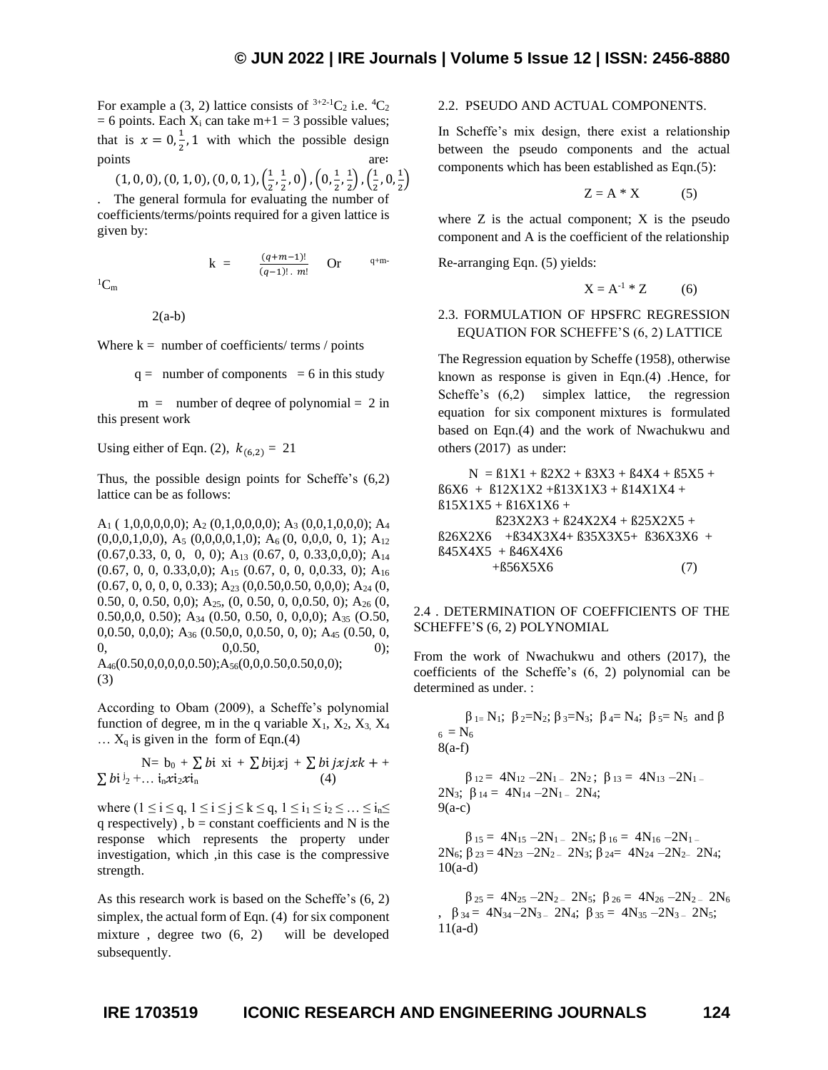For example a (3, 2) lattice consists of ${}^{3+2-1}C_2$ i.e. ${}^{4}C_2$ = 6 points. Each $X_i$ can take m+1 = 3 possible values; that is $x = 0, \frac{1}{2}, 1$ with which the possible design points are: $(1,0,0), (0,1,0), (0,0,1), \left(\frac{1}{2},\frac{1}{2},0\right), \left(0,\frac{1}{2},\frac{1}{2}\right), \left(\frac{1}{2},0,\frac{1}{2}\right)$. The general formula for evaluating the number of coefficients/terms/points required for a given lattice is given by:

$$k = \frac{(q+m-1)!}{(q-1)!\,.\,m!} \quad \text{Or} \quad {}^{q+m-1}C_m \qquad 2(a\text{-}b)$$

Where k = number of coefficients/ terms / points

q = number of components = 6 in this study

m = number of deqree of polynomial = 2 in this present work

Using either of Eqn. (2), $k_{(6,2)} = 21$

Thus, the possible design points for Scheffe's (6,2) lattice can be as follows:

$A_1$ ( 1,0,0,0,0,0); $A_2$ (0,1,0,0,0,0); $A_3$ (0,0,1,0,0,0); $A_4$ (0,0,0,1,0,0), $A_5$ (0,0,0,0,1,0), $A_6$ (0, 0,0,0, 0, 1); $A_{12}$ (0.67,0.33, 0, 0, 0, 0); $A_{13}$ (0.67, 0, 0.33,0,0,0); $A_{14}$ (0.67, 0, 0, 0.33,0,0); $A_{15}$ (0.67, 0, 0, 0,0.33, 0); $A_{16}$ (0.67, 0, 0, 0, 0, 0.33); $A_{23}$ (0,0.50,0.50, 0,0,0); $A_{24}$ (0, 0.50, 0, 0.50, 0,0); $A_{25}$, (0, 0.50, 0, 0,0.50, 0); $A_{26}$ (0, 0.50,0,0, 0.50); $A_{34}$ (0.50, 0.50, 0, 0,0,0); $A_{35}$ (O.50, 0,0.50, 0,0,0); $A_{36}$ (0.50,0, 0,0.50, 0, 0); $A_{45}$ (0.50, 0, 0, 0,0.50, 0); $A_{46}$(0.50,0,0,0,0,0.50);$A_{56}$(0,0,0.50,0.50,0,0); (3)

According to Obam (2009), a Scheffe's polynomial function of degree, m in the q variable $X_1$, $X_2$, $X_3$, $X_4$ … $X_q$ is given in the form of Eqn.(4)

$$N = b_0 + \sum bi\ xi + \sum bij\, xj + \sum bi\, jxjxk + + \sum bi^{\,j}{}_2 + \ldots i_n x i_2 x i_n \qquad (4)$$

where ($1 \le i \le q$, $1 \le i \le j \le k \le q$, $1 \le i_1 \le i_2 \le \ldots \le i_n \le q$ respectively) , b = constant coefficients and N is the response which represents the property under investigation, which ,in this case is the compressive strength.

As this research work is based on the Scheffe's (6, 2) simplex, the actual form of Eqn. (4) for six component mixture , degree two (6, 2) will be developed subsequently.

## 2.2. PSEUDO AND ACTUAL COMPONENTS.

In Scheffe's mix design, there exist a relationship between the pseudo components and the actual components which has been established as Eqn.(5):

$$Z = A * X \qquad (5)$$

where Z is the actual component; X is the pseudo component and A is the coefficient of the relationship

Re-arranging Eqn. (5) yields:

$$X = A^{-1} * Z \qquad (6)$$

## 2.3. FORMULATION OF HPSFRC REGRESSION EQUATION FOR SCHEFFE'S (6, 2) LATTICE

The Regression equation by Scheffe (1958), otherwise known as response is given in Eqn.(4) .Hence, for Scheffe's (6,2) simplex lattice, the regression equation for six component mixtures is formulated based on Eqn.(4) and the work of Nwachukwu and others (2017) as under:

$$N = \beta_1X_1 + \beta_2X_2 + \beta_3X_3 + \beta_4X_4 + \beta_5X_5 + \beta_6X_6 + \beta_{12}X_1X_2 + \beta_{13}X_1X_3 + \beta_{14}X_1X_4 + \beta_{15}X_1X_5 + \beta_{16}X_1X_6 + \beta_{23}X_2X_3 + \beta_{24}X_2X_4 + \beta_{25}X_2X_5 + \beta_{26}X_2X_6 + \beta_{34}X_3X_4 + \beta_{35}X_3X_5 + \beta_{36}X_3X_6 + \beta_{45}X_4X_5 + \beta_{46}X_4X_6 + \beta_{56}X_5X_6 \qquad (7)$$

## 2.4 . DETERMINATION OF COEFFICIENTS OF THE SCHEFFE'S (6, 2) POLYNOMIAL

From the work of Nwachukwu and others (2017), the coefficients of the Scheffe's (6, 2) polynomial can be determined as under. :

$\beta_1 = N_1$; $\beta_2 = N_2$; $\beta_3 = N_3$; $\beta_4 = N_4$; $\beta_5 = N_5$ and $\beta_6 = N_6$ 8(a-f)

$\beta_{12} = 4N_{12} - 2N_1 - 2N_2$ ; $\beta_{13} = 4N_{13} - 2N_1 - 2N_3$; $\beta_{14} = 4N_{14} - 2N_1 - 2N_4$; 9(a-c)

$\beta_{15} = 4N_{15} - 2N_1 - 2N_5$; $\beta_{16} = 4N_{16} - 2N_1 - 2N_6$; $\beta_{23} = 4N_{23} - 2N_2 - 2N_3$; $\beta_{24} = 4N_{24} - 2N_2 - 2N_4$; 10(a-d)

$\beta_{25} = 4N_{25} - 2N_2 - 2N_5$; $\beta_{26} = 4N_{26} - 2N_2 - 2N_6$ , $\beta_{34} = 4N_{34} - 2N_3 - 2N_4$; $\beta_{35} = 4N_{35} - 2N_3 - 2N_5$; 11(a-d)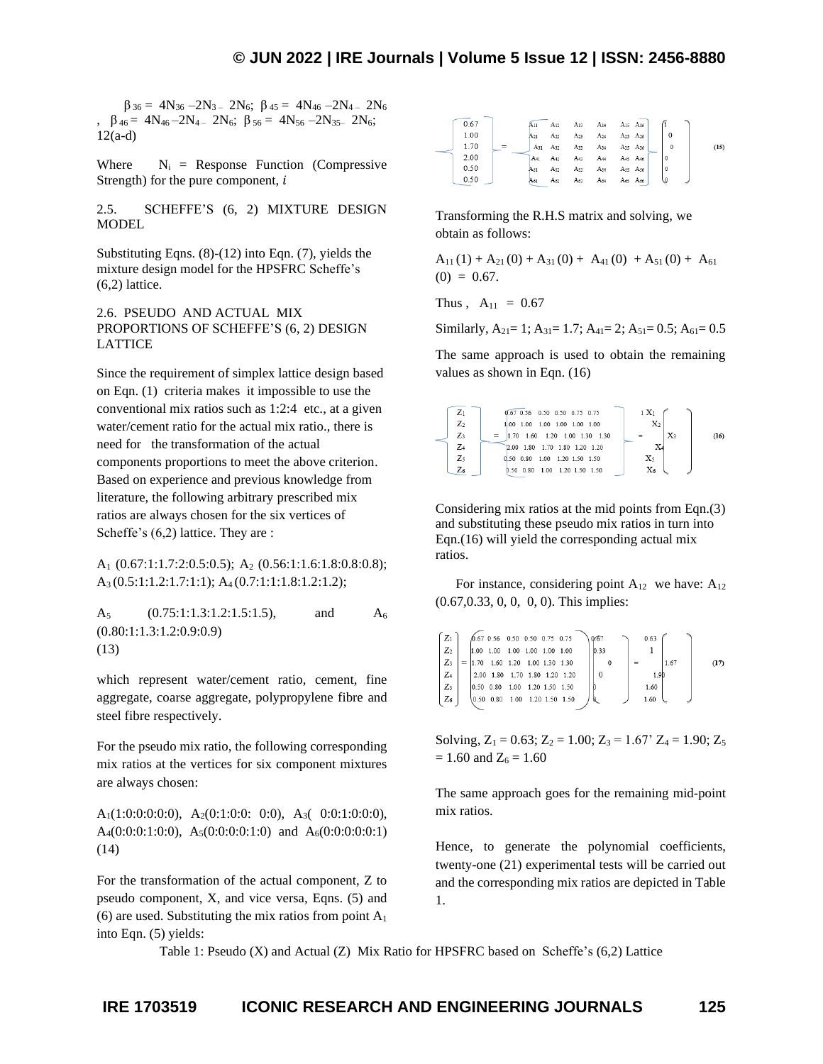$\beta_{36} = 4N_{36} - 2N_3 - 2N_6$; $\beta_{45} = 4N_{46} - 2N_4 - 2N_6$, $\beta_{46} = 4N_{46} - 2N_4 - 2N_6$; $\beta_{56} = 4N_{56} - 2N_{35} - 2N_6$; 12(a-d)

Where $N_i$ = Response Function (Compressive Strength) for the pure component, $i$

### 2.5. SCHEFFE'S (6, 2) MIXTURE DESIGN MODEL

Substituting Eqns. (8)-(12) into Eqn. (7), yields the mixture design model for the HPSFRC Scheffe's (6,2) lattice.

### 2.6. PSEUDO AND ACTUAL MIX PROPORTIONS OF SCHEFFE'S (6, 2) DESIGN LATTICE

Since the requirement of simplex lattice design based on Eqn. (1) criteria makes it impossible to use the conventional mix ratios such as 1:2:4 etc., at a given water/cement ratio for the actual mix ratio., there is need for the transformation of the actual components proportions to meet the above criterion. Based on experience and previous knowledge from literature, the following arbitrary prescribed mix ratios are always chosen for the six vertices of Scheffe's (6,2) lattice. They are :

$A_1$ (0.67:1:1.7:2:0.5:0.5); $A_2$ (0.56:1:1.6:1.8:0.8:0.8); $A_3$ (0.5:1:1.2:1.7:1:1); $A_4$ (0.7:1:1:1.8:1.2:1.2);

$A_5$ (0.75:1:1.3:1.2:1.5:1.5), and $A_6$ (0.80:1:1.3:1.2:0.9:0.9) (13)

which represent water/cement ratio, cement, fine aggregate, coarse aggregate, polypropylene fibre and steel fibre respectively.

For the pseudo mix ratio, the following corresponding mix ratios at the vertices for six component mixtures are always chosen:

$A_1$(1:0:0:0:0:0), $A_2$(0:1:0:0: 0:0), $A_3$( 0:0:1:0:0:0), $A_4$(0:0:0:1:0:0), $A_5$(0:0:0:0:1:0) and $A_6$(0:0:0:0:0:1) (14)

For the transformation of the actual component, Z to pseudo component, X, and vice versa, Eqns. (5) and (6) are used. Substituting the mix ratios from point $A_1$ into Eqn. (5) yields:

$$\begin{pmatrix} 0.67 \\ 1.00 \\ 1.70 \\ 2.00 \\ 0.50 \\ 0.50 \end{pmatrix} = \begin{pmatrix} A_{11} & A_{12} & A_{13} & A_{14} & A_{15} & A_{16} \\ A_{21} & A_{22} & A_{23} & A_{24} & A_{25} & A_{26} \\ A_{31} & A_{32} & A_{33} & A_{34} & A_{35} & A_{36} \\ A_{41} & A_{42} & A_{43} & A_{44} & A_{45} & A_{46} \\ A_{51} & A_{52} & A_{53} & A_{54} & A_{55} & A_{56} \\ A_{61} & A_{62} & A_{63} & A_{64} & A_{65} & A_{66} \end{pmatrix} \begin{pmatrix} 1 \\ 0 \\ 0 \\ 0 \\ 0 \\ 0 \end{pmatrix} \quad (15)$$

Transforming the R.H.S matrix and solving, we obtain as follows:

$A_{11}(1) + A_{21}(0) + A_{31}(0) + A_{41}(0) + A_{51}(0) + A_{61}(0) = 0.67.$

Thus , $A_{11} = 0.67$

Similarly, $A_{21} = 1$; $A_{31} = 1.7$; $A_{41} = 2$; $A_{51} = 0.5$; $A_{61} = 0.5$

The same approach is used to obtain the remaining values as shown in Eqn. (16)

$$\begin{pmatrix} Z_1 \\ Z_2 \\ Z_3 \\ Z_4 \\ Z_5 \\ Z_6 \end{pmatrix} = \begin{pmatrix} 0.67 & 0.56 & 0.50 & 0.50 & 0.75 & 0.75 \\ 1.00 & 1.00 & 1.00 & 1.00 & 1.00 & 1.00 \\ 1.70 & 1.60 & 1.20 & 1.00 & 1.30 & 1.30 \\ 2.00 & 1.80 & 1.70 & 1.80 & 1.20 & 1.20 \\ 0.50 & 0.80 & 1.00 & 1.20 & 1.50 & 1.50 \\ 0.50 & 0.80 & 1.00 & 1.20 & 1.50 & 1.50 \end{pmatrix} = \begin{pmatrix} X_1 \\ X_2 \\ X_3 \\ X_4 \\ X_5 \\ X_6 \end{pmatrix} \quad (16)$$

Considering mix ratios at the mid points from Eqn.(3) and substituting these pseudo mix ratios in turn into Eqn.(16) will yield the corresponding actual mix ratios.

For instance, considering point $A_{12}$ we have: $A_{12}$ (0.67,0.33, 0, 0, 0, 0). This implies:

$$\begin{pmatrix} Z_1 \\ Z_2 \\ Z_3 \\ Z_4 \\ Z_5 \\ Z_6 \end{pmatrix} = \begin{pmatrix} 0.67 & 0.56 & 0.50 & 0.50 & 0.75 & 0.75 \\ 1.00 & 1.00 & 1.00 & 1.00 & 1.00 & 1.00 \\ 1.70 & 1.60 & 1.20 & 1.00 & 1.30 & 1.30 \\ 2.00 & 1.80 & 1.70 & 1.80 & 1.20 & 1.20 \\ 0.50 & 0.80 & 1.00 & 1.20 & 1.50 & 1.50 \\ 0.50 & 0.80 & 1.00 & 1.20 & 1.50 & 1.50 \end{pmatrix} \begin{pmatrix} 0.67 \\ 0.33 \\ 0 \\ 0 \\ 0 \\ 0 \end{pmatrix} = \begin{pmatrix} 0.63 \\ 1 \\ 1.67 \\ 1.90 \\ 1.60 \\ 1.60 \end{pmatrix} \quad (17)$$

Solving, $Z_1 = 0.63$; $Z_2 = 1.00$; $Z_3 = 1.67$' $Z_4 = 1.90$; $Z_5 = 1.60$ and $Z_6 = 1.60$

The same approach goes for the remaining mid-point mix ratios.

Hence, to generate the polynomial coefficients, twenty-one (21) experimental tests will be carried out and the corresponding mix ratios are depicted in Table 1.

Table 1: Pseudo (X) and Actual (Z) Mix Ratio for HPSFRC based on Scheffe's (6,2) Lattice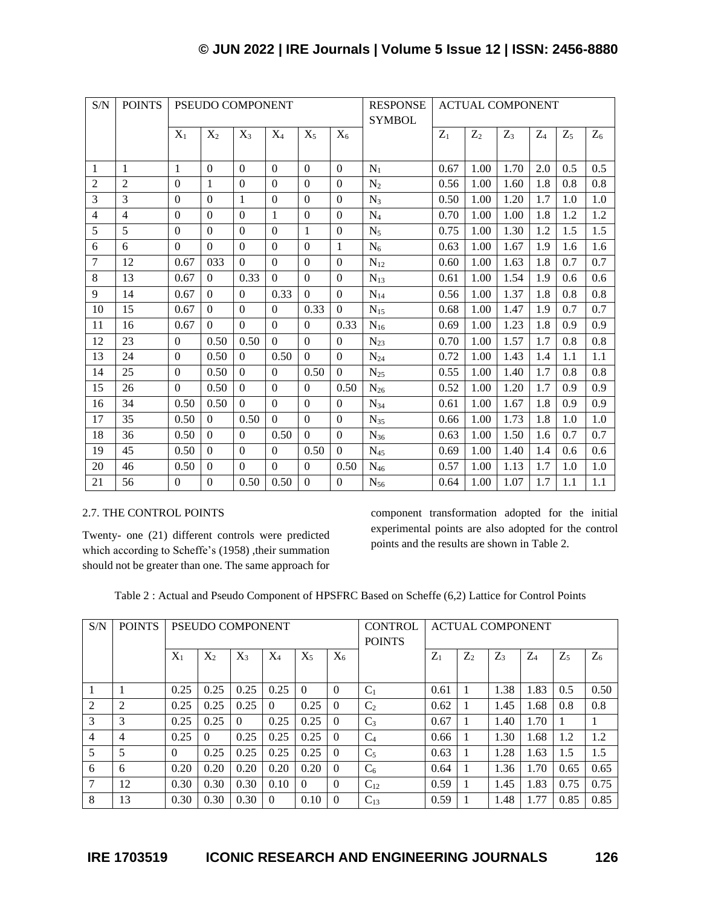| S/N | POINTS | PSEUDO COMPONENT | | | | | | RESPONSE SYMBOL | ACTUAL COMPONENT | | | | | |
|---|---|---|---|---|---|---|---|---|---|---|---|---|---|---|
| | | $X_1$ | $X_2$ | $X_3$ | $X_4$ | $X_5$ | $X_6$ | | $Z_1$ | $Z_2$ | $Z_3$ | $Z_4$ | $Z_5$ | $Z_6$ |
| 1 | 1 | 1 | 0 | 0 | 0 | 0 | 0 | $N_1$ | 0.67 | 1.00 | 1.70 | 2.0 | 0.5 | 0.5 |
| 2 | 2 | 0 | 1 | 0 | 0 | 0 | 0 | $N_2$ | 0.56 | 1.00 | 1.60 | 1.8 | 0.8 | 0.8 |
| 3 | 3 | 0 | 0 | 1 | 0 | 0 | 0 | $N_3$ | 0.50 | 1.00 | 1.20 | 1.7 | 1.0 | 1.0 |
| 4 | 4 | 0 | 0 | 0 | 1 | 0 | 0 | $N_4$ | 0.70 | 1.00 | 1.00 | 1.8 | 1.2 | 1.2 |
| 5 | 5 | 0 | 0 | 0 | 0 | 1 | 0 | $N_5$ | 0.75 | 1.00 | 1.30 | 1.2 | 1.5 | 1.5 |
| 6 | 6 | 0 | 0 | 0 | 0 | 0 | 1 | $N_6$ | 0.63 | 1.00 | 1.67 | 1.9 | 1.6 | 1.6 |
| 7 | 12 | 0.67 | 033 | 0 | 0 | 0 | 0 | $N_{12}$ | 0.60 | 1.00 | 1.63 | 1.8 | 0.7 | 0.7 |
| 8 | 13 | 0.67 | 0 | 0.33 | 0 | 0 | 0 | $N_{13}$ | 0.61 | 1.00 | 1.54 | 1.9 | 0.6 | 0.6 |
| 9 | 14 | 0.67 | 0 | 0 | 0.33 | 0 | 0 | $N_{14}$ | 0.56 | 1.00 | 1.37 | 1.8 | 0.8 | 0.8 |
| 10 | 15 | 0.67 | 0 | 0 | 0 | 0.33 | 0 | $N_{15}$ | 0.68 | 1.00 | 1.47 | 1.9 | 0.7 | 0.7 |
| 11 | 16 | 0.67 | 0 | 0 | 0 | 0 | 0.33 | $N_{16}$ | 0.69 | 1.00 | 1.23 | 1.8 | 0.9 | 0.9 |
| 12 | 23 | 0 | 0.50 | 0.50 | 0 | 0 | 0 | $N_{23}$ | 0.70 | 1.00 | 1.57 | 1.7 | 0.8 | 0.8 |
| 13 | 24 | 0 | 0.50 | 0 | 0.50 | 0 | 0 | $N_{24}$ | 0.72 | 1.00 | 1.43 | 1.4 | 1.1 | 1.1 |
| 14 | 25 | 0 | 0.50 | 0 | 0 | 0.50 | 0 | $N_{25}$ | 0.55 | 1.00 | 1.40 | 1.7 | 0.8 | 0.8 |
| 15 | 26 | 0 | 0.50 | 0 | 0 | 0 | 0.50 | $N_{26}$ | 0.52 | 1.00 | 1.20 | 1.7 | 0.9 | 0.9 |
| 16 | 34 | 0.50 | 0.50 | 0 | 0 | 0 | 0 | $N_{34}$ | 0.61 | 1.00 | 1.67 | 1.8 | 0.9 | 0.9 |
| 17 | 35 | 0.50 | 0 | 0.50 | 0 | 0 | 0 | $N_{35}$ | 0.66 | 1.00 | 1.73 | 1.8 | 1.0 | 1.0 |
| 18 | 36 | 0.50 | 0 | 0 | 0.50 | 0 | 0 | $N_{36}$ | 0.63 | 1.00 | 1.50 | 1.6 | 0.7 | 0.7 |
| 19 | 45 | 0.50 | 0 | 0 | 0 | 0.50 | 0 | $N_{45}$ | 0.69 | 1.00 | 1.40 | 1.4 | 0.6 | 0.6 |
| 20 | 46 | 0.50 | 0 | 0 | 0 | 0 | 0.50 | $N_{46}$ | 0.57 | 1.00 | 1.13 | 1.7 | 1.0 | 1.0 |
| 21 | 56 | 0 | 0 | 0.50 | 0.50 | 0 | 0 | $N_{56}$ | 0.64 | 1.00 | 1.07 | 1.7 | 1.1 | 1.1 |

### 2.7. THE CONTROL POINTS

Twenty- one (21) different controls were predicted which according to Scheffe's (1958) ,their summation should not be greater than one. The same approach for component transformation adopted for the initial experimental points are also adopted for the control points and the results are shown in Table 2.

Table 2 : Actual and Pseudo Component of HPSFRC Based on Scheffe (6,2) Lattice for Control Points

| S/N | POINTS | PSEUDO COMPONENT | | | | | | CONTROL POINTS | ACTUAL COMPONENT | | | | | |
|---|---|---|---|---|---|---|---|---|---|---|---|---|---|---|
| | | $X_1$ | $X_2$ | $X_3$ | $X_4$ | $X_5$ | $X_6$ | | $Z_1$ | $Z_2$ | $Z_3$ | $Z_4$ | $Z_5$ | $Z_6$ |
| 1 | 1 | 0.25 | 0.25 | 0.25 | 0.25 | 0 | 0 | $C_1$ | 0.61 | 1 | 1.38 | 1.83 | 0.5 | 0.50 |
| 2 | 2 | 0.25 | 0.25 | 0.25 | 0 | 0.25 | 0 | $C_2$ | 0.62 | 1 | 1.45 | 1.68 | 0.8 | 0.8 |
| 3 | 3 | 0.25 | 0.25 | 0 | 0.25 | 0.25 | 0 | $C_3$ | 0.67 | 1 | 1.40 | 1.70 | 1 | 1 |
| 4 | 4 | 0.25 | 0 | 0.25 | 0.25 | 0.25 | 0 | $C_4$ | 0.66 | 1 | 1.30 | 1.68 | 1.2 | 1.2 |
| 5 | 5 | 0 | 0.25 | 0.25 | 0.25 | 0.25 | 0 | $C_5$ | 0.63 | 1 | 1.28 | 1.63 | 1.5 | 1.5 |
| 6 | 6 | 0.20 | 0.20 | 0.20 | 0.20 | 0.20 | 0 | $C_6$ | 0.64 | 1 | 1.36 | 1.70 | 0.65 | 0.65 |
| 7 | 12 | 0.30 | 0.30 | 0.30 | 0.10 | 0 | 0 | $C_{12}$ | 0.59 | 1 | 1.45 | 1.83 | 0.75 | 0.75 |
| 8 | 13 | 0.30 | 0.30 | 0.30 | 0 | 0.10 | 0 | $C_{13}$ | 0.59 | 1 | 1.48 | 1.77 | 0.85 | 0.85 |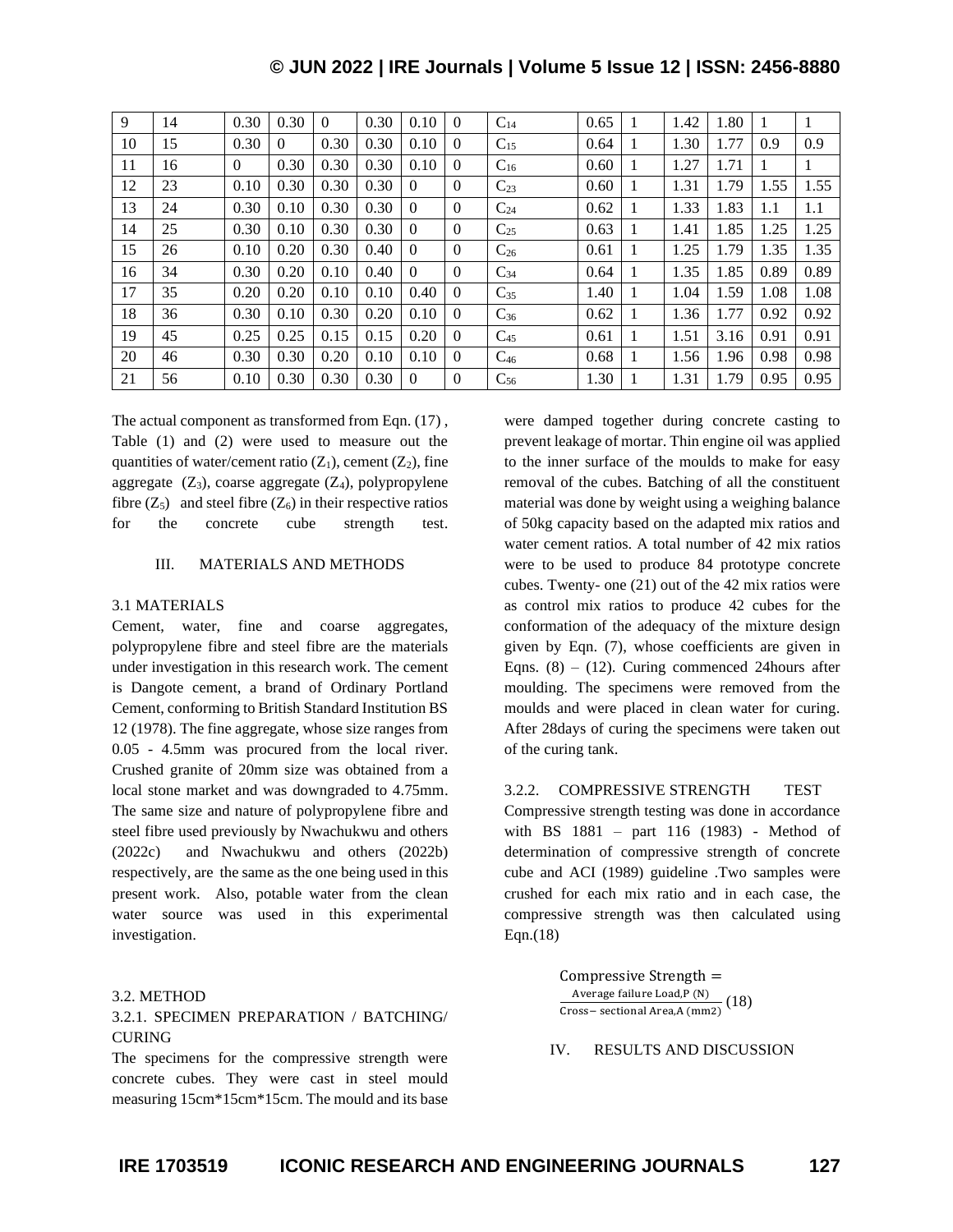| 9 | 14 | 0.30 | 0.30 | 0 | 0.30 | 0.10 | 0 | $C_{14}$ | 0.65 | 1 | 1.42 | 1.80 | 1 | 1 |
|---|---|---|---|---|---|---|---|---|---|---|---|---|---|---|
| 10 | 15 | 0.30 | 0 | 0.30 | 0.30 | 0.10 | 0 | $C_{15}$ | 0.64 | 1 | 1.30 | 1.77 | 0.9 | 0.9 |
| 11 | 16 | 0 | 0.30 | 0.30 | 0.30 | 0.10 | 0 | $C_{16}$ | 0.60 | 1 | 1.27 | 1.71 | 1 | 1 |
| 12 | 23 | 0.10 | 0.30 | 0.30 | 0.30 | 0 | 0 | $C_{23}$ | 0.60 | 1 | 1.31 | 1.79 | 1.55 | 1.55 |
| 13 | 24 | 0.30 | 0.10 | 0.30 | 0.30 | 0 | 0 | $C_{24}$ | 0.62 | 1 | 1.33 | 1.83 | 1.1 | 1.1 |
| 14 | 25 | 0.30 | 0.10 | 0.30 | 0.30 | 0 | 0 | $C_{25}$ | 0.63 | 1 | 1.41 | 1.85 | 1.25 | 1.25 |
| 15 | 26 | 0.10 | 0.20 | 0.30 | 0.40 | 0 | 0 | $C_{26}$ | 0.61 | 1 | 1.25 | 1.79 | 1.35 | 1.35 |
| 16 | 34 | 0.30 | 0.20 | 0.10 | 0.40 | 0 | 0 | $C_{34}$ | 0.64 | 1 | 1.35 | 1.85 | 0.89 | 0.89 |
| 17 | 35 | 0.20 | 0.20 | 0.10 | 0.10 | 0.40 | 0 | $C_{35}$ | 1.40 | 1 | 1.04 | 1.59 | 1.08 | 1.08 |
| 18 | 36 | 0.30 | 0.10 | 0.30 | 0.20 | 0.10 | 0 | $C_{36}$ | 0.62 | 1 | 1.36 | 1.77 | 0.92 | 0.92 |
| 19 | 45 | 0.25 | 0.25 | 0.15 | 0.15 | 0.20 | 0 | $C_{45}$ | 0.61 | 1 | 1.51 | 3.16 | 0.91 | 0.91 |
| 20 | 46 | 0.30 | 0.30 | 0.20 | 0.10 | 0.10 | 0 | $C_{46}$ | 0.68 | 1 | 1.56 | 1.96 | 0.98 | 0.98 |
| 21 | 56 | 0.10 | 0.30 | 0.30 | 0.30 | 0 | 0 | $C_{56}$ | 1.30 | 1 | 1.31 | 1.79 | 0.95 | 0.95 |

The actual component as transformed from Eqn. (17), Table (1) and (2) were used to measure out the quantities of water/cement ratio ($Z_1$), cement ($Z_2$), fine aggregate ($Z_3$), coarse aggregate ($Z_4$), polypropylene fibre ($Z_5$) and steel fibre ($Z_6$) in their respective ratios for the concrete cube strength test.

## III. MATERIALS AND METHODS

### 3.1 MATERIALS

Cement, water, fine and coarse aggregates, polypropylene fibre and steel fibre are the materials under investigation in this research work. The cement is Dangote cement, a brand of Ordinary Portland Cement, conforming to British Standard Institution BS 12 (1978). The fine aggregate, whose size ranges from 0.05 - 4.5mm was procured from the local river. Crushed granite of 20mm size was obtained from a local stone market and was downgraded to 4.75mm. The same size and nature of polypropylene fibre and steel fibre used previously by Nwachukwu and others (2022c) and Nwachukwu and others (2022b) respectively, are the same as the one being used in this present work. Also, potable water from the clean water source was used in this experimental investigation.

### 3.2. METHOD

#### 3.2.1. SPECIMEN PREPARATION / BATCHING/ CURING

The specimens for the compressive strength were concrete cubes. They were cast in steel mould measuring 15cm*15cm*15cm. The mould and its base were damped together during concrete casting to prevent leakage of mortar. Thin engine oil was applied to the inner surface of the moulds to make for easy removal of the cubes. Batching of all the constituent material was done by weight using a weighing balance of 50kg capacity based on the adapted mix ratios and water cement ratios. A total number of 42 mix ratios were to be used to produce 84 prototype concrete cubes. Twenty- one (21) out of the 42 mix ratios were as control mix ratios to produce 42 cubes for the conformation of the adequacy of the mixture design given by Eqn. (7), whose coefficients are given in Eqns. (8) – (12). Curing commenced 24hours after moulding. The specimens were removed from the moulds and were placed in clean water for curing. After 28days of curing the specimens were taken out of the curing tank.

#### 3.2.2. COMPRESSIVE STRENGTH TEST

Compressive strength testing was done in accordance with BS 1881 – part 116 (1983) - Method of determination of compressive strength of concrete cube and ACI (1989) guideline .Two samples were crushed for each mix ratio and in each case, the compressive strength was then calculated using Eqn.(18)

$$\text{Compressive Strength} = \frac{\text{Average failure Load,P (N)}}{\text{Cross} - \text{sectional Area,A (mm2)}} \quad (18)$$

## IV. RESULTS AND DISCUSSION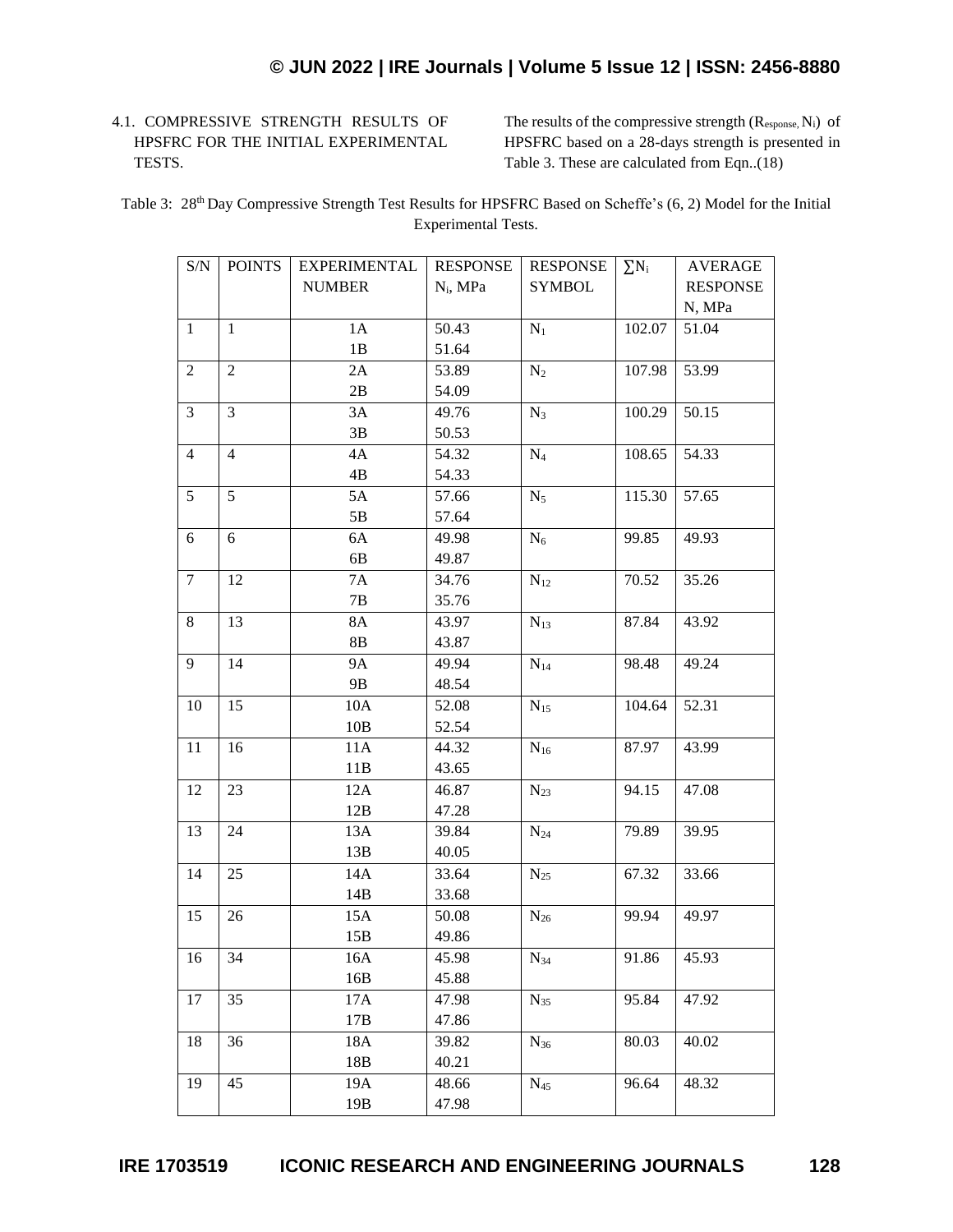### 4.1. COMPRESSIVE STRENGTH RESULTS OF HPSFRC FOR THE INITIAL EXPERIMENTAL TESTS.

The results of the compressive strength ($R_{esponse,}$ $N_i$) of HPSFRC based on a 28-days strength is presented in Table 3. These are calculated from Eqn..(18)

Table 3: 28th Day Compressive Strength Test Results for HPSFRC Based on Scheffe's (6, 2) Model for the Initial Experimental Tests.

| S/N | POINTS | EXPERIMENTAL NUMBER | RESPONSE $N_i$, MPa | RESPONSE SYMBOL | $\sum N_i$ | AVERAGE RESPONSE N, MPa |
|---|---|---|---|---|---|---|
| 1 | 1 | 1A<br>1B | 50.43<br>51.64 | $N_1$ | 102.07 | 51.04 |
| 2 | 2 | 2A<br>2B | 53.89<br>54.09 | $N_2$ | 107.98 | 53.99 |
| 3 | 3 | 3A<br>3B | 49.76<br>50.53 | $N_3$ | 100.29 | 50.15 |
| 4 | 4 | 4A<br>4B | 54.32<br>54.33 | $N_4$ | 108.65 | 54.33 |
| 5 | 5 | 5A<br>5B | 57.66<br>57.64 | $N_5$ | 115.30 | 57.65 |
| 6 | 6 | 6A<br>6B | 49.98<br>49.87 | $N_6$ | 99.85 | 49.93 |
| 7 | 12 | 7A<br>7B | 34.76<br>35.76 | $N_{12}$ | 70.52 | 35.26 |
| 8 | 13 | 8A<br>8B | 43.97<br>43.87 | $N_{13}$ | 87.84 | 43.92 |
| 9 | 14 | 9A<br>9B | 49.94<br>48.54 | $N_{14}$ | 98.48 | 49.24 |
| 10 | 15 | 10A<br>10B | 52.08<br>52.54 | $N_{15}$ | 104.64 | 52.31 |
| 11 | 16 | 11A<br>11B | 44.32<br>43.65 | $N_{16}$ | 87.97 | 43.99 |
| 12 | 23 | 12A<br>12B | 46.87<br>47.28 | $N_{23}$ | 94.15 | 47.08 |
| 13 | 24 | 13A<br>13B | 39.84<br>40.05 | $N_{24}$ | 79.89 | 39.95 |
| 14 | 25 | 14A<br>14B | 33.64<br>33.68 | $N_{25}$ | 67.32 | 33.66 |
| 15 | 26 | 15A<br>15B | 50.08<br>49.86 | $N_{26}$ | 99.94 | 49.97 |
| 16 | 34 | 16A<br>16B | 45.98<br>45.88 | $N_{34}$ | 91.86 | 45.93 |
| 17 | 35 | 17A<br>17B | 47.98<br>47.86 | $N_{35}$ | 95.84 | 47.92 |
| 18 | 36 | 18A<br>18B | 39.82<br>40.21 | $N_{36}$ | 80.03 | 40.02 |
| 19 | 45 | 19A<br>19B | 48.66<br>47.98 | $N_{45}$ | 96.64 | 48.32 |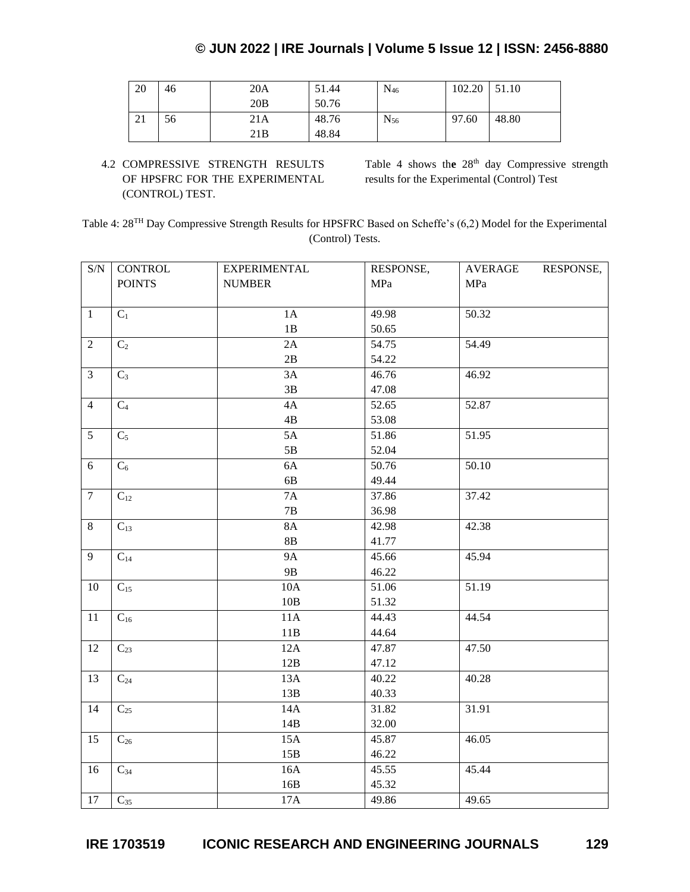| 20 | 46 | 20A<br>20B | 51.44<br>50.76 | $N_{46}$ | 102.20 | 51.10 |
|---|---|---|---|---|---|---|
| 21 | 56 | 21A<br>21B | 48.76<br>48.84 | $N_{56}$ | 97.60 | 48.80 |

### 4.2 COMPRESSIVE STRENGTH RESULTS OF HPSFRC FOR THE EXPERIMENTAL (CONTROL) TEST.

Table 4 shows the 28th day Compressive strength results for the Experimental (Control) Test

Table 4: 28TH Day Compressive Strength Results for HPSFRC Based on Scheffe's (6,2) Model for the Experimental (Control) Tests.

| S/N | CONTROL POINTS | EXPERIMENTAL NUMBER | RESPONSE, MPa | AVERAGE RESPONSE, MPa |
|---|---|---|---|---|
| 1 | $C_1$ | 1A<br>1B | 49.98<br>50.65 | 50.32 |
| 2 | $C_2$ | 2A<br>2B | 54.75<br>54.22 | 54.49 |
| 3 | $C_3$ | 3A<br>3B | 46.76<br>47.08 | 46.92 |
| 4 | $C_4$ | 4A<br>4B | 52.65<br>53.08 | 52.87 |
| 5 | $C_5$ | 5A<br>5B | 51.86<br>52.04 | 51.95 |
| 6 | $C_6$ | 6A<br>6B | 50.76<br>49.44 | 50.10 |
| 7 | $C_{12}$ | 7A<br>7B | 37.86<br>36.98 | 37.42 |
| 8 | $C_{13}$ | 8A<br>8B | 42.98<br>41.77 | 42.38 |
| 9 | $C_{14}$ | 9A<br>9B | 45.66<br>46.22 | 45.94 |
| 10 | $C_{15}$ | 10A<br>10B | 51.06<br>51.32 | 51.19 |
| 11 | $C_{16}$ | 11A<br>11B | 44.43<br>44.64 | 44.54 |
| 12 | $C_{23}$ | 12A<br>12B | 47.87<br>47.12 | 47.50 |
| 13 | $C_{24}$ | 13A<br>13B | 40.22<br>40.33 | 40.28 |
| 14 | $C_{25}$ | 14A<br>14B | 31.82<br>32.00 | 31.91 |
| 15 | $C_{26}$ | 15A<br>15B | 45.87<br>46.22 | 46.05 |
| 16 | $C_{34}$ | 16A<br>16B | 45.55<br>45.32 | 45.44 |
| 17 | $C_{35}$ | 17A | 49.86 | 49.65 |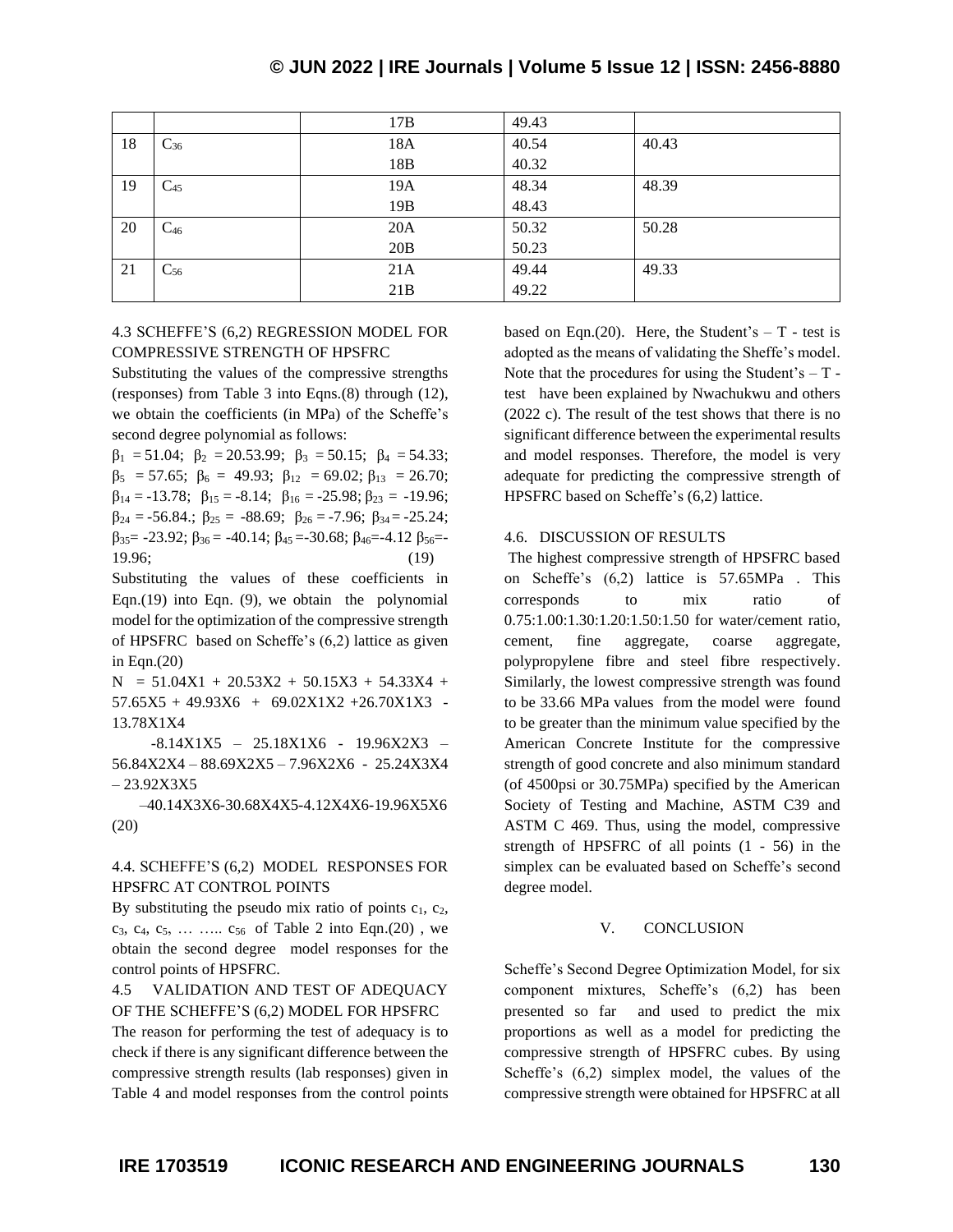|  |  | 17B | 49.43 |  |
| --- | --- | --- | --- | --- |
| 18 | $C_{36}$ | 18A | 40.54 | 40.43 |
|  |  | 18B | 40.32 |  |
| 19 | $C_{45}$ | 19A | 48.34 | 48.39 |
|  |  | 19B | 48.43 |  |
| 20 | $C_{46}$ | 20A | 50.32 | 50.28 |
|  |  | 20B | 50.23 |  |
| 21 | $C_{56}$ | 21A | 49.44 | 49.33 |
|  |  | 21B | 49.22 |  |

### 4.3 SCHEFFE'S (6,2) REGRESSION MODEL FOR COMPRESSIVE STRENGTH OF HPSFRC

Substituting the values of the compressive strengths (responses) from Table 3 into Eqns.(8) through (12), we obtain the coefficients (in MPa) of the Scheffe's second degree polynomial as follows:

$\beta_1 = 51.04$; $\beta_2 = 20.53.99$; $\beta_3 = 50.15$; $\beta_4 = 54.33$; $\beta_5 = 57.65$; $\beta_6 = 49.93$; $\beta_{12} = 69.02$; $\beta_{13} = 26.70$; $\beta_{14} = -13.78$; $\beta_{15} = -8.14$; $\beta_{16} = -25.98$; $\beta_{23} = -19.96$; $\beta_{24} = -56.84$.; $\beta_{25} = -88.69$; $\beta_{26} = -7.96$; $\beta_{34} = -25.24$; $\beta_{35} = -23.92$; $\beta_{36} = -40.14$; $\beta_{45} = -30.68$; $\beta_{46} = -4.12$ $\beta_{56} = -19.96$; (19)

Substituting the values of these coefficients in Eqn.(19) into Eqn. (9), we obtain the polynomial model for the optimization of the compressive strength of HPSFRC based on Scheffe's (6,2) lattice as given in Eqn.(20)

$$N = 51.04X1 + 20.53X2 + 50.15X3 + 54.33X4 + 57.65X5 + 49.93X6 + 69.02X1X2 + 26.70X1X3 - 13.78X1X4 - 8.14X1X5 - 25.18X1X6 - 19.96X2X3 - 56.84X2X4 - 88.69X2X5 - 7.96X2X6 - 25.24X3X4 - 23.92X3X5 - 40.14X3X6 - 30.68X4X5 - 4.12X4X6 - 19.96X5X6 \quad (20)$$

### 4.4. SCHEFFE'S (6,2) MODEL RESPONSES FOR HPSFRC AT CONTROL POINTS

By substituting the pseudo mix ratio of points $c_1$, $c_2$, $c_3$, $c_4$, $c_5$, … ….. $c_{56}$ of Table 2 into Eqn.(20) , we obtain the second degree model responses for the control points of HPSFRC.

### 4.5 VALIDATION AND TEST OF ADEQUACY OF THE SCHEFFE'S (6,2) MODEL FOR HPSFRC

The reason for performing the test of adequacy is to check if there is any significant difference between the compressive strength results (lab responses) given in Table 4 and model responses from the control points based on Eqn.(20). Here, the Student's – T - test is adopted as the means of validating the Sheffe's model. Note that the procedures for using the Student's – T - test have been explained by Nwachukwu and others (2022 c). The result of the test shows that there is no significant difference between the experimental results and model responses. Therefore, the model is very adequate for predicting the compressive strength of HPSFRC based on Scheffe's (6,2) lattice.

### 4.6. DISCUSSION OF RESULTS

The highest compressive strength of HPSFRC based on Scheffe's (6,2) lattice is 57.65MPa . This corresponds to mix ratio of 0.75:1.00:1.30:1.20:1.50:1.50 for water/cement ratio, cement, fine aggregate, coarse aggregate, polypropylene fibre and steel fibre respectively. Similarly, the lowest compressive strength was found to be 33.66 MPa values from the model were found to be greater than the minimum value specified by the American Concrete Institute for the compressive strength of good concrete and also minimum standard (of 4500psi or 30.75MPa) specified by the American Society of Testing and Machine, ASTM C39 and ASTM C 469. Thus, using the model, compressive strength of HPSFRC of all points (1 - 56) in the simplex can be evaluated based on Scheffe's second degree model.

## V. CONCLUSION

Scheffe's Second Degree Optimization Model, for six component mixtures, Scheffe's (6,2) has been presented so far and used to predict the mix proportions as well as a model for predicting the compressive strength of HPSFRC cubes. By using Scheffe's (6,2) simplex model, the values of the compressive strength were obtained for HPSFRC at all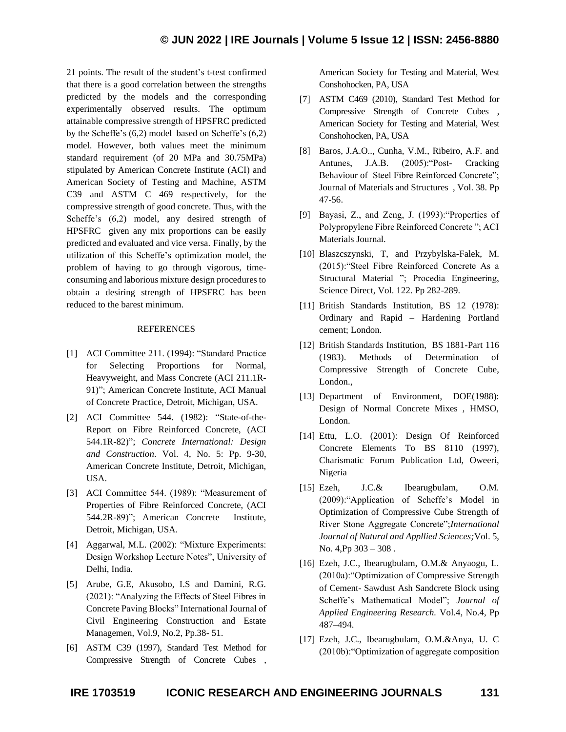21 points. The result of the student's t-test confirmed that there is a good correlation between the strengths predicted by the models and the corresponding experimentally observed results. The optimum attainable compressive strength of HPSFRC predicted by the Scheffe's (6,2) model based on Scheffe's (6,2) model. However, both values meet the minimum standard requirement (of 20 MPa and 30.75MPa) stipulated by American Concrete Institute (ACI) and American Society of Testing and Machine, ASTM C39 and ASTM C 469 respectively, for the compressive strength of good concrete. Thus, with the Scheffe's (6,2) model, any desired strength of HPSFRC given any mix proportions can be easily predicted and evaluated and vice versa. Finally, by the utilization of this Scheffe's optimization model, the problem of having to go through vigorous, time-consuming and laborious mixture design procedures to obtain a desiring strength of HPSFRC has been reduced to the barest minimum.

## REFERENCES

[1] ACI Committee 211. (1994): "Standard Practice for Selecting Proportions for Normal, Heavyweight, and Mass Concrete (ACI 211.1R-91)"; American Concrete Institute, ACI Manual of Concrete Practice, Detroit, Michigan, USA.

[2] ACI Committee 544. (1982): "State-of-the-Report on Fibre Reinforced Concrete, (ACI 544.1R-82)"; *Concrete International: Design and Construction*. Vol. 4, No. 5: Pp. 9-30, American Concrete Institute, Detroit, Michigan, USA.

[3] ACI Committee 544. (1989): "Measurement of Properties of Fibre Reinforced Concrete, (ACI 544.2R-89)"; American Concrete Institute, Detroit, Michigan, USA.

[4] Aggarwal, M.L. (2002): "Mixture Experiments: Design Workshop Lecture Notes", University of Delhi, India.

[5] Arube, G.E, Akusobo, I.S and Damini, R.G. (2021): "Analyzing the Effects of Steel Fibres in Concrete Paving Blocks" International Journal of Civil Engineering Construction and Estate Managemen, Vol.9, No.2, Pp.38- 51.

[6] ASTM C39 (1997), Standard Test Method for Compressive Strength of Concrete Cubes , American Society for Testing and Material, West Conshohocken, PA, USA

[7] ASTM C469 (2010), Standard Test Method for Compressive Strength of Concrete Cubes , American Society for Testing and Material, West Conshohocken, PA, USA

[8] Baros, J.A.O.., Cunha, V.M., Ribeiro, A.F. and Antunes, J.A.B. (2005):"Post- Cracking Behaviour of Steel Fibre Reinforced Concrete"; Journal of Materials and Structures , Vol. 38. Pp 47-56.

[9] Bayasi, Z., and Zeng, J. (1993):"Properties of Polypropylene Fibre Reinforced Concrete "; ACI Materials Journal.

[10] Blaszczynski, T, and Przybylska-Falek, M. (2015):"Steel Fibre Reinforced Concrete As a Structural Material "; Procedia Engineering, Science Direct, Vol. 122. Pp 282-289.

[11] British Standards Institution, BS 12 (1978): Ordinary and Rapid – Hardening Portland cement; London.

[12] British Standards Institution, BS 1881-Part 116 (1983). Methods of Determination of Compressive Strength of Concrete Cube, London.,

[13] Department of Environment, DOE(1988): Design of Normal Concrete Mixes , HMSO, London.

[14] Ettu, L.O. (2001): Design Of Reinforced Concrete Elements To BS 8110 (1997), Charismatic Forum Publication Ltd, Oweeri, Nigeria

[15] Ezeh, J.C.& Ibearugbulam, O.M. (2009):"Application of Scheffe's Model in Optimization of Compressive Cube Strength of River Stone Aggregate Concrete";*International Journal of Natural and Appllied Sciences;*Vol. 5, No. 4,Pp 303 – 308 .

[16] Ezeh, J.C., Ibearugbulam, O.M.& Anyaogu, L. (2010a):"Optimization of Compressive Strength of Cement- Sawdust Ash Sandcrete Block using Scheffe's Mathematical Model"; *Journal of Applied Engineering Research.* Vol.4, No.4, Pp 487–494.

[17] Ezeh, J.C., Ibearugbulam, O.M.&Anya, U. C (2010b):"Optimization of aggregate composition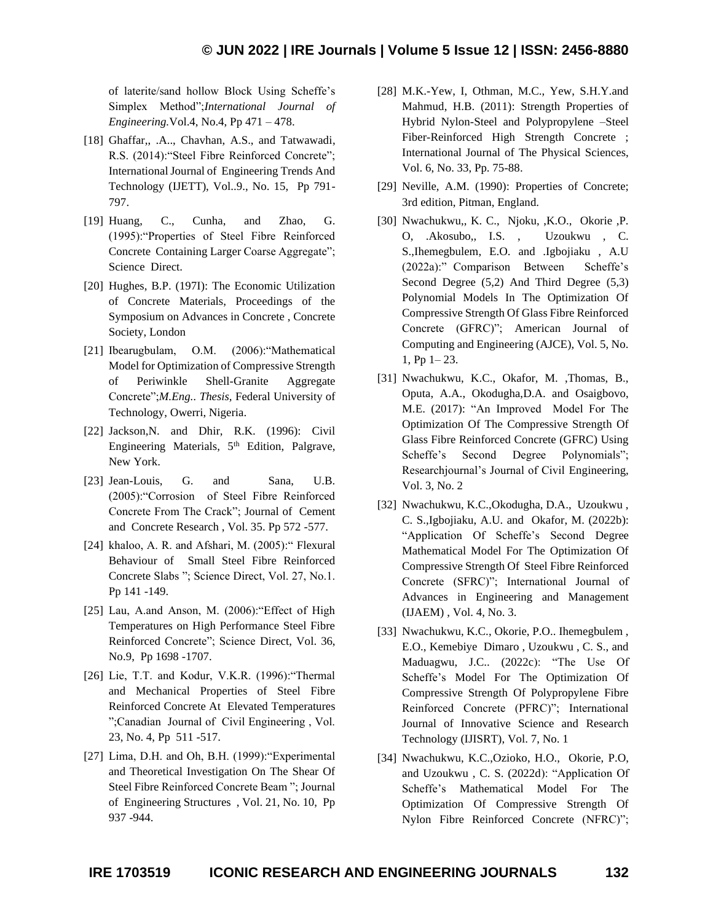of laterite/sand hollow Block Using Scheffe's Simplex Method";*International Journal of Engineering.*Vol.4, No.4, Pp 471 – 478.

[18] Ghaffar,, .A.., Chavhan, A.S., and Tatwawadi, R.S. (2014):"Steel Fibre Reinforced Concrete"; International Journal of Engineering Trends And Technology (IJETT), Vol..9., No. 15, Pp 791-797.

[19] Huang, C., Cunha, and Zhao, G. (1995):"Properties of Steel Fibre Reinforced Concrete Containing Larger Coarse Aggregate"; Science Direct.

[20] Hughes, B.P. (197I): The Economic Utilization of Concrete Materials, Proceedings of the Symposium on Advances in Concrete , Concrete Society, London

[21] Ibearugbulam, O.M. (2006):"Mathematical Model for Optimization of Compressive Strength of Periwinkle Shell-Granite Aggregate Concrete";*M.Eng.. Thesis*, Federal University of Technology, Owerri, Nigeria.

[22] Jackson,N. and Dhir, R.K. (1996): Civil Engineering Materials, 5th Edition, Palgrave, New York.

[23] Jean-Louis, G. and Sana, U.B. (2005):"Corrosion of Steel Fibre Reinforced Concrete From The Crack"; Journal of Cement and Concrete Research , Vol. 35. Pp 572 -577.

[24] khaloo, A. R. and Afshari, M. (2005):" Flexural Behaviour of Small Steel Fibre Reinforced Concrete Slabs "; Science Direct, Vol. 27, No.1. Pp 141 -149.

[25] Lau, A.and Anson, M. (2006):"Effect of High Temperatures on High Performance Steel Fibre Reinforced Concrete"; Science Direct, Vol. 36, No.9, Pp 1698 -1707.

[26] Lie, T.T. and Kodur, V.K.R. (1996):"Thermal and Mechanical Properties of Steel Fibre Reinforced Concrete At Elevated Temperatures ";Canadian Journal of Civil Engineering , Vol. 23, No. 4, Pp 511 -517.

[27] Lima, D.H. and Oh, B.H. (1999):"Experimental and Theoretical Investigation On The Shear Of Steel Fibre Reinforced Concrete Beam "; Journal of Engineering Structures , Vol. 21, No. 10, Pp 937 -944.

[28] M.K.-Yew, I, Othman, M.C., Yew, S.H.Y.and Mahmud, H.B. (2011): Strength Properties of Hybrid Nylon-Steel and Polypropylene –Steel Fiber-Reinforced High Strength Concrete ; International Journal of The Physical Sciences, Vol. 6, No. 33, Pp. 75-88.

[29] Neville, A.M. (1990): Properties of Concrete; 3rd edition, Pitman, England.

[30] Nwachukwu,, K. C., Njoku, ,K.O., Okorie ,P. O, .Akosubo,, I.S. , Uzoukwu , C. S.,Ihemegbulem, E.O. and .Igbojiaku , A.U (2022a):" Comparison Between Scheffe's Second Degree (5,2) And Third Degree (5,3) Polynomial Models In The Optimization Of Compressive Strength Of Glass Fibre Reinforced Concrete (GFRC)"; American Journal of Computing and Engineering (AJCE), Vol. 5, No. 1, Pp 1– 23.

[31] Nwachukwu, K.C., Okafor, M. ,Thomas, B., Oputa, A.A., Okodugha,D.A. and Osaigbovo, M.E. (2017): "An Improved Model For The Optimization Of The Compressive Strength Of Glass Fibre Reinforced Concrete (GFRC) Using Scheffe's Second Degree Polynomials"; Researchjournal's Journal of Civil Engineering, Vol. 3, No. 2

[32] Nwachukwu, K.C.,Okodugha, D.A., Uzoukwu , C. S.,Igbojiaku, A.U. and Okafor, M. (2022b): "Application Of Scheffe's Second Degree Mathematical Model For The Optimization Of Compressive Strength Of Steel Fibre Reinforced Concrete (SFRC)"; International Journal of Advances in Engineering and Management (IJAEM) , Vol. 4, No. 3.

[33] Nwachukwu, K.C., Okorie, P.O.. Ihemegbulem , E.O., Kemebiye Dimaro , Uzoukwu , C. S., and Maduagwu, J.C.. (2022c): "The Use Of Scheffe's Model For The Optimization Of Compressive Strength Of Polypropylene Fibre Reinforced Concrete (PFRC)"; International Journal of Innovative Science and Research Technology (IJISRT), Vol. 7, No. 1

[34] Nwachukwu, K.C.,Ozioko, H.O., Okorie, P.O, and Uzoukwu , C. S. (2022d): "Application Of Scheffe's Mathematical Model For The Optimization Of Compressive Strength Of Nylon Fibre Reinforced Concrete (NFRC)";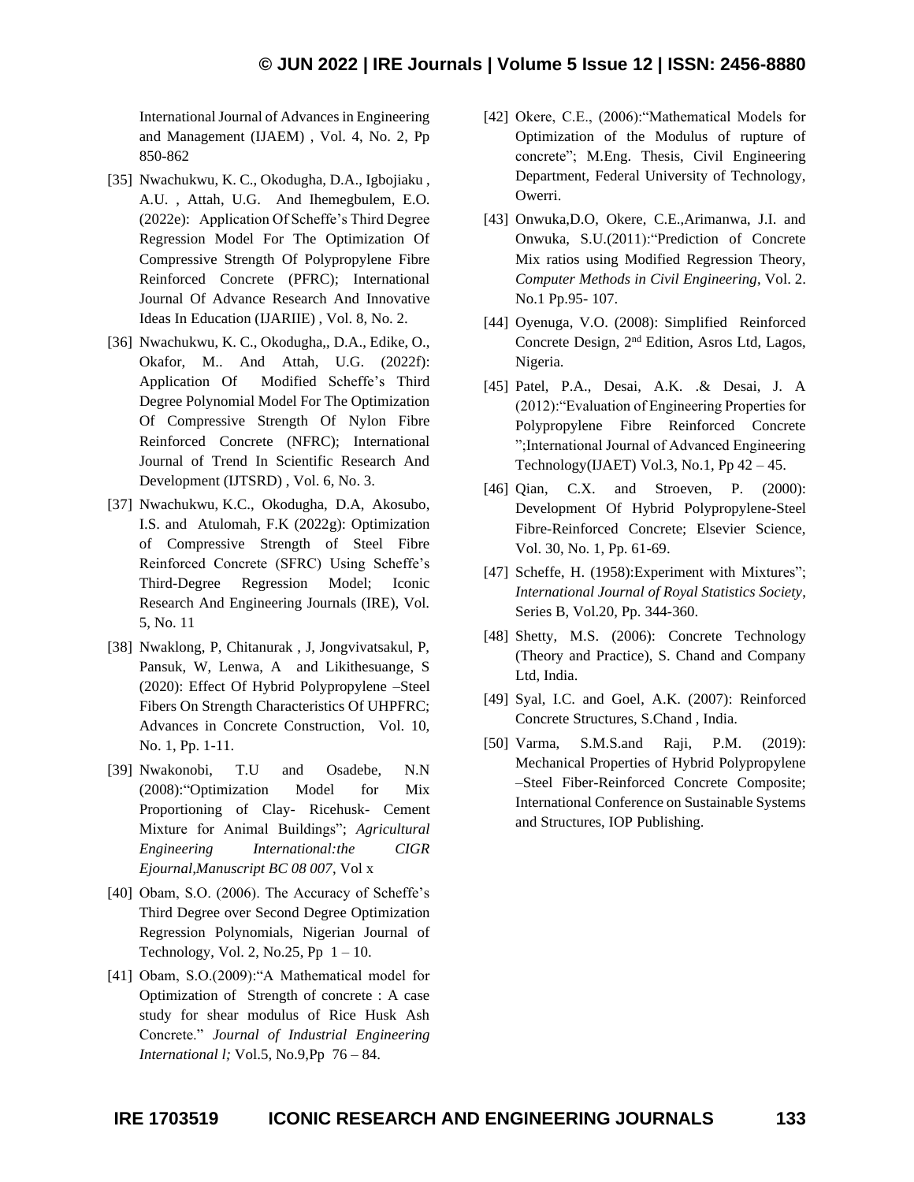International Journal of Advances in Engineering and Management (IJAEM) , Vol. 4, No. 2, Pp 850-862

[35] Nwachukwu, K. C., Okodugha, D.A., Igbojiaku , A.U. , Attah, U.G. And Ihemegbulem, E.O. (2022e): Application Of Scheffe's Third Degree Regression Model For The Optimization Of Compressive Strength Of Polypropylene Fibre Reinforced Concrete (PFRC); International Journal Of Advance Research And Innovative Ideas In Education (IJARIIE) , Vol. 8, No. 2.

[36] Nwachukwu, K. C., Okodugha,, D.A., Edike, O., Okafor, M.. And Attah, U.G. (2022f): Application Of Modified Scheffe's Third Degree Polynomial Model For The Optimization Of Compressive Strength Of Nylon Fibre Reinforced Concrete (NFRC); International Journal of Trend In Scientific Research And Development (IJTSRD) , Vol. 6, No. 3.

[37] Nwachukwu, K.C., Okodugha, D.A, Akosubo, I.S. and Atulomah, F.K (2022g): Optimization of Compressive Strength of Steel Fibre Reinforced Concrete (SFRC) Using Scheffe's Third-Degree Regression Model; Iconic Research And Engineering Journals (IRE), Vol. 5, No. 11

[38] Nwaklong, P, Chitanurak , J, Jongvivatsakul, P, Pansuk, W, Lenwa, A and Likithesuange, S (2020): Effect Of Hybrid Polypropylene –Steel Fibers On Strength Characteristics Of UHPFRC; Advances in Concrete Construction, Vol. 10, No. 1, Pp. 1-11.

[39] Nwakonobi, T.U and Osadebe, N.N (2008):"Optimization Model for Mix Proportioning of Clay- Ricehusk- Cement Mixture for Animal Buildings"; *Agricultural Engineering International:the CIGR Ejournal,Manuscript BC 08 007*, Vol x

[40] Obam, S.O. (2006). The Accuracy of Scheffe's Third Degree over Second Degree Optimization Regression Polynomials, Nigerian Journal of Technology, Vol. 2, No.25, Pp 1 – 10.

[41] Obam, S.O.(2009):"A Mathematical model for Optimization of Strength of concrete : A case study for shear modulus of Rice Husk Ash Concrete." *Journal of Industrial Engineering International l;* Vol.5, No.9,Pp 76 – 84.

[42] Okere, C.E., (2006):"Mathematical Models for Optimization of the Modulus of rupture of concrete"; M.Eng. Thesis, Civil Engineering Department, Federal University of Technology, Owerri.

[43] Onwuka,D.O, Okere, C.E.,Arimanwa, J.I. and Onwuka, S.U.(2011):"Prediction of Concrete Mix ratios using Modified Regression Theory, *Computer Methods in Civil Engineering*, Vol. 2. No.1 Pp.95- 107.

[44] Oyenuga, V.O. (2008): Simplified Reinforced Concrete Design, 2nd Edition, Asros Ltd, Lagos, Nigeria.

[45] Patel, P.A., Desai, A.K. .& Desai, J. A (2012):"Evaluation of Engineering Properties for Polypropylene Fibre Reinforced Concrete ";International Journal of Advanced Engineering Technology(IJAET) Vol.3, No.1, Pp 42 – 45.

[46] Qian, C.X. and Stroeven, P. (2000): Development Of Hybrid Polypropylene-Steel Fibre-Reinforced Concrete; Elsevier Science, Vol. 30, No. 1, Pp. 61-69.

[47] Scheffe, H. (1958):Experiment with Mixtures"; *International Journal of Royal Statistics Society*, Series B, Vol.20, Pp. 344-360.

[48] Shetty, M.S. (2006): Concrete Technology (Theory and Practice), S. Chand and Company Ltd, India.

[49] Syal, I.C. and Goel, A.K. (2007): Reinforced Concrete Structures, S.Chand , India.

[50] Varma, S.M.S.and Raji, P.M. (2019): Mechanical Properties of Hybrid Polypropylene –Steel Fiber-Reinforced Concrete Composite; International Conference on Sustainable Systems and Structures, IOP Publishing.